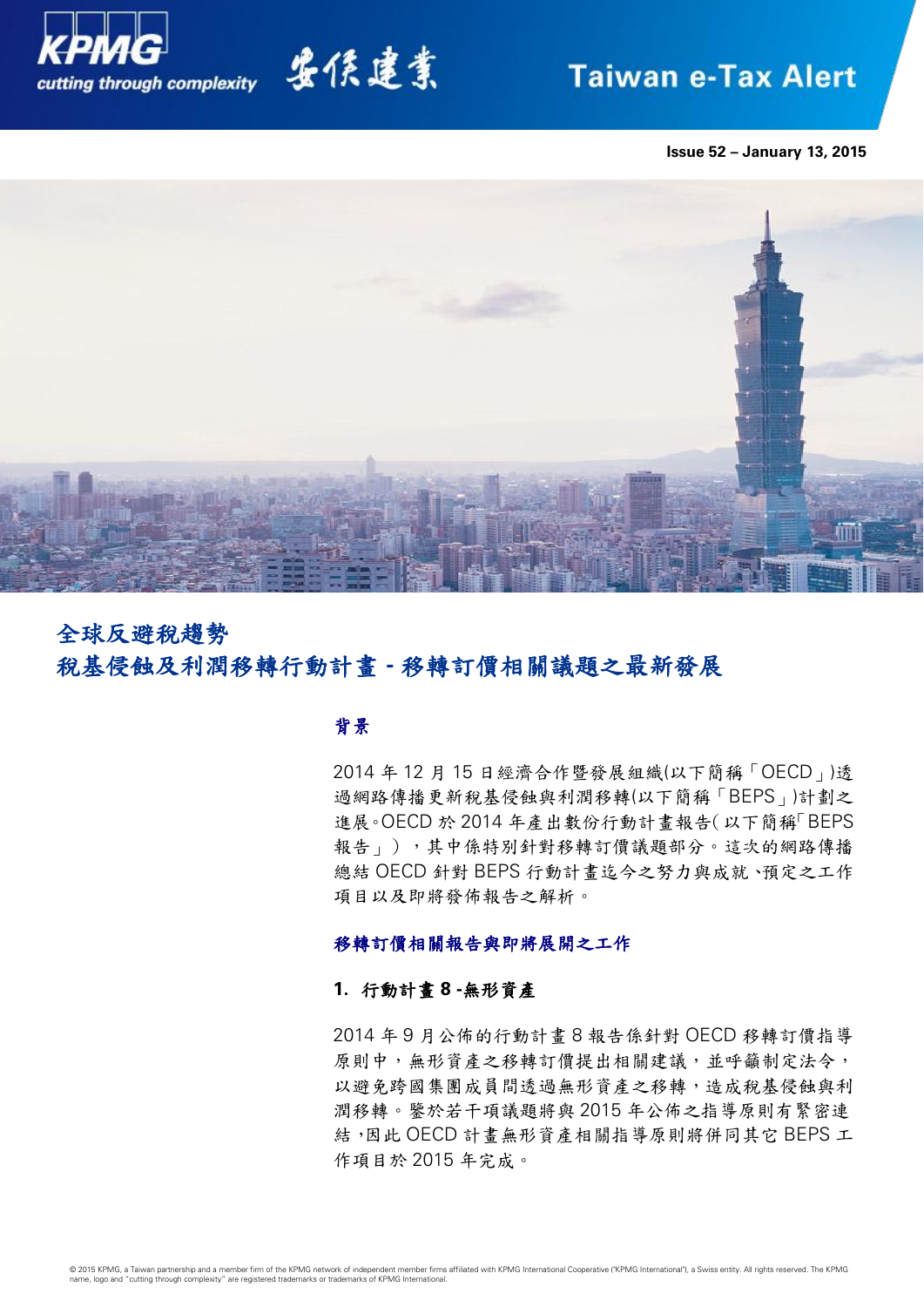Issue 52 – January 13, 2015

# 全球反避稅趨勢
# 稅基侵蝕及利潤移轉行動計畫 - 移轉訂價相關議題之最新發展

## 背景

2014 年 12 月 15 日經濟合作暨發展組織(以下簡稱「OECD」)透過網路傳播更新稅基侵蝕與利潤移轉(以下簡稱「BEPS」)計劃之進展。OECD 於 2014 年產出數份行動計畫報告(以下簡稱「BEPS 報告」)，其中係特別針對移轉訂價議題部分。這次的網路傳播總結 OECD 針對 BEPS 行動計畫迄今之努力與成就、預定之工作項目以及即將發佈報告之解析。

## 移轉訂價相關報告與即將展開之工作

### 1. 行動計畫 8 -無形資產

2014 年 9 月公佈的行動計畫 8 報告係針對 OECD 移轉訂價指導原則中，無形資產之移轉訂價提出相關建議，並呼籲制定法令，以避免跨國集團成員間透過無形資產之移轉，造成稅基侵蝕與利潤移轉。鑒於若干項議題將與 2015 年公佈之指導原則有緊密連結，因此 OECD 計畫無形資產相關指導原則將併同其它 BEPS 工作項目於 2015 年完成。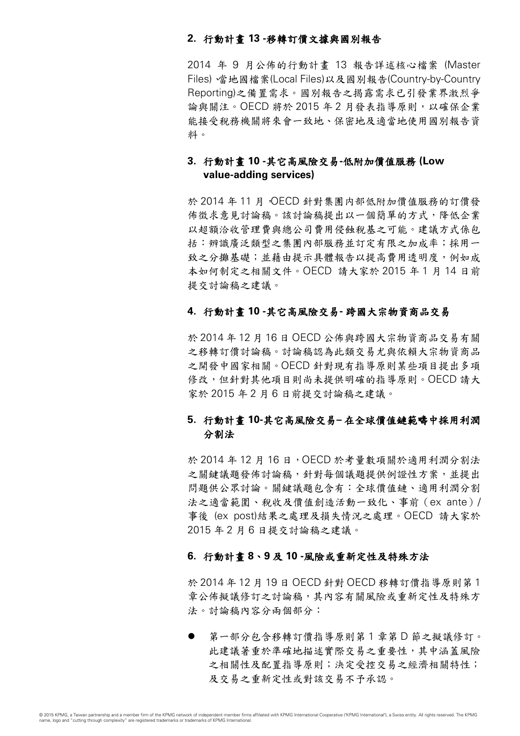## 2. 行動計畫 13 -移轉訂價文據與國別報告

2014 年 9 月公佈的行動計畫 13 報告詳述核心檔案 (Master Files)、當地國檔案(Local Files)以及國別報告(Country-by-Country Reporting)之備置需求。國別報告之揭露需求已引發業界激烈爭論與關注。OECD 將於 2015 年 2 月發表指導原則，以確保企業能接受稅務機關將來會一致地、保密地及適當地使用國別報告資料。

## 3. 行動計畫 10 -其它高風險交易-低附加價值服務 (Low value-adding services)

於 2014 年 11 月，OECD 針對集團內部低附加價值服務的訂價發佈徵求意見討論稿。該討論稿提出以一個簡單的方式，降低企業以超額洽收管理費與總公司費用侵蝕稅基之可能。建議方式係包括：辨識廣泛類型之集團內部服務並訂定有限之加成率；採用一致之分攤基礎；並藉由提示具體報告以提高費用透明度，例如成本如何制定之相關文件。OECD 請大家於 2015 年 1 月 14 日前提交討論稿之建議。

## 4. 行動計畫 10 -其它高風險交易- 跨國大宗物資商品交易

於 2014 年 12 月 16 日 OECD 公佈與跨國大宗物資商品交易有關之移轉訂價討論稿。討論稿認為此類交易尤與依賴大宗物資商品之開發中國家相關。OECD 針對現有指導原則某些項目提出多項修改，但針對其他項目則尚未提供明確的指導原則。OECD 請大家於 2015 年 2 月 6 日前提交討論稿之建議。

## 5. 行動計畫 10-其它高風險交易– 在全球價值鏈範疇中採用利潤分割法

於 2014 年 12 月 16 日，OECD 於考量數項關於適用利潤分割法之關鍵議題發佈討論稿，針對每個議題提供例證性方案，並提出問題供公眾討論。關鍵議題包含有：全球價值鏈、適用利潤分割法之適當範圍、稅收及價值創造活動一致化、事前（ex ante）/事後 (ex post)結果之處理及損失情況之處理。OECD 請大家於 2015 年 2 月 6 日提交討論稿之建議。

## 6. 行動計畫 8、9 及 10 -風險或重新定性及特殊方法

於 2014 年 12 月 19 日 OECD 針對 OECD 移轉訂價指導原則第 1 章公佈擬議修訂之討論稿，其內容有關風險或重新定性及特殊方法。討論稿內容分兩個部分：

- 第一部分包含移轉訂價指導原則第 1 章第 D 節之擬議修訂。此建議著重於準確地描述實際交易之重要性，其中涵蓋風險之相關性及配置指導原則；決定受控交易之經濟相關特性；及交易之重新定性或對該交易不予承認。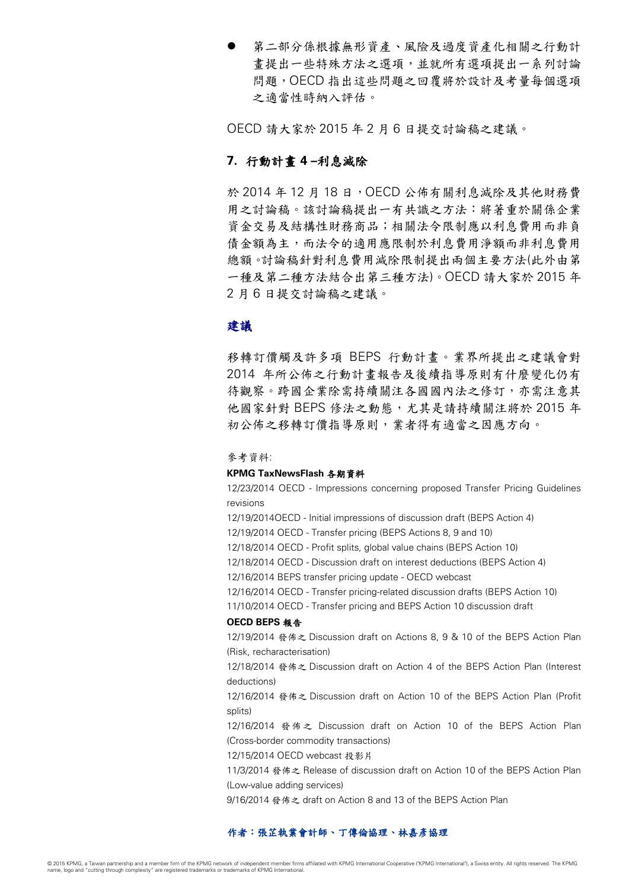- 第二部分係根據無形資產、風險及過度資產化相關之行動計畫提出一些特殊方法之選項，並就所有選項提出一系列討論問題，OECD 指出這些問題之回覆將於設計及考量每個選項之適當性時納入評估。

OECD 請大家於 2015 年 2 月 6 日提交討論稿之建議。

## 7. 行動計畫 4 –利息減除

於 2014 年 12 月 18 日，OECD 公佈有關利息減除及其他財務費用之討論稿。該討論稿提出一有共識之方法：將著重於關係企業資金交易及結構性財務商品；相關法令限制應以利息費用而非負債金額為主，而法令的適用應限制於利息費用淨額而非利息費用總額。討論稿針對利息費用減除限制提出兩個主要方法(此外由第一種及第二種方法結合出第三種方法)。OECD 請大家於 2015 年 2 月 6 日提交討論稿之建議。

## 建議

移轉訂價觸及許多項 BEPS 行動計畫。業界所提出之建議會對 2014 年所公佈之行動計畫報告及後續指導原則有什麼變化仍有待觀察。跨國企業除需持續關注各國國內法之修訂，亦需注意其他國家針對 BEPS 修法之動態，尤其是請持續關注將於 2015 年初公佈之移轉訂價指導原則，業者得有適當之因應方向。

參考資料:

**KPMG TaxNewsFlash 各期資料**

12/23/2014 OECD - Impressions concerning proposed Transfer Pricing Guidelines revisions
12/19/2014OECD - Initial impressions of discussion draft (BEPS Action 4)
12/19/2014 OECD - Transfer pricing (BEPS Actions 8, 9 and 10)
12/18/2014 OECD - Profit splits, global value chains (BEPS Action 10)
12/18/2014 OECD - Discussion draft on interest deductions (BEPS Action 4)
12/16/2014 BEPS transfer pricing update - OECD webcast
12/16/2014 OECD - Transfer pricing-related discussion drafts (BEPS Action 10)
11/10/2014 OECD - Transfer pricing and BEPS Action 10 discussion draft

**OECD BEPS 報告**

12/19/2014 發佈之 Discussion draft on Actions 8, 9 & 10 of the BEPS Action Plan (Risk, recharacterisation)
12/18/2014 發佈之 Discussion draft on Action 4 of the BEPS Action Plan (Interest deductions)
12/16/2014 發佈之 Discussion draft on Action 10 of the BEPS Action Plan (Profit splits)
12/16/2014 發佈之 Discussion draft on Action 10 of the BEPS Action Plan (Cross-border commodity transactions)
12/15/2014 OECD webcast 投影片
11/3/2014 發佈之 Release of discussion draft on Action 10 of the BEPS Action Plan (Low-value adding services)
9/16/2014 發佈之 draft on Action 8 and 13 of the BEPS Action Plan

**作者：張芷執業會計師、丁傳倫協理、林嘉彥協理**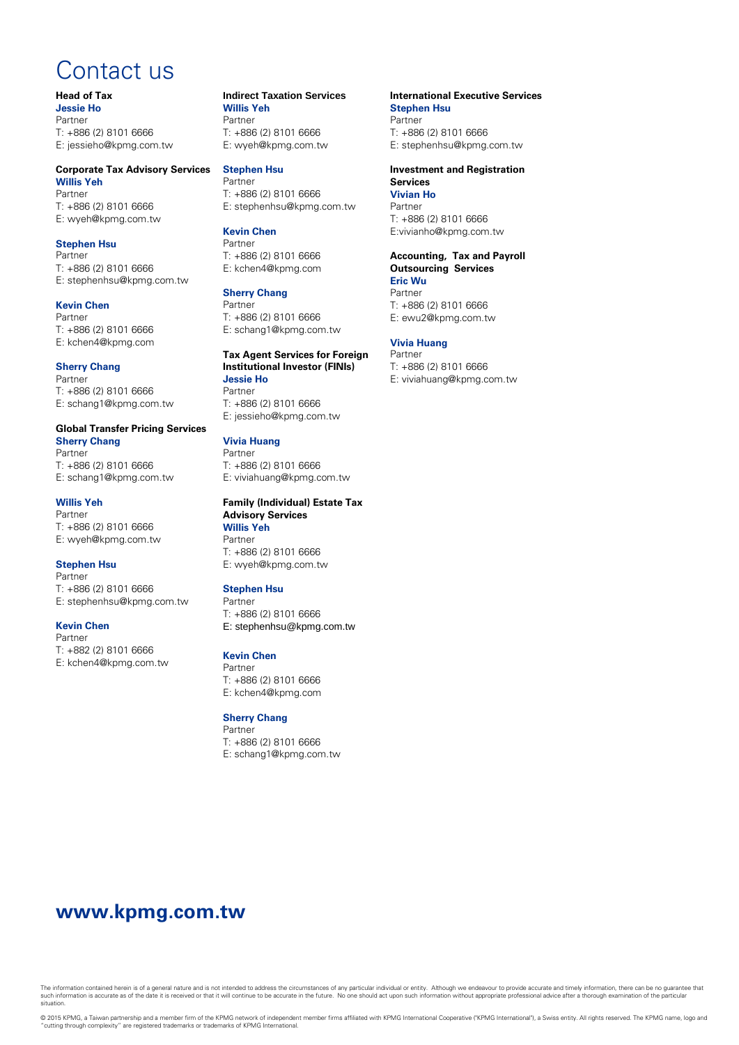# Contact us

**Head of Tax**
**Jessie Ho**
Partner
T: +886 (2) 8101 6666
E: jessieho@kpmg.com.tw

**Corporate Tax Advisory Services**
**Willis Yeh**
Partner
T: +886 (2) 8101 6666
E: wyeh@kpmg.com.tw

**Stephen Hsu**
Partner
T: +886 (2) 8101 6666
E: stephenhsu@kpmg.com.tw

**Kevin Chen**
Partner
T: +886 (2) 8101 6666
E: kchen4@kpmg.com

**Sherry Chang**
Partner
T: +886 (2) 8101 6666
E: schang1@kpmg.com.tw

**Global Transfer Pricing Services**
**Sherry Chang**
Partner
T: +886 (2) 8101 6666
E: schang1@kpmg.com.tw

**Willis Yeh**
Partner
T: +886 (2) 8101 6666
E: wyeh@kpmg.com.tw

**Stephen Hsu**
Partner
T: +886 (2) 8101 6666
E: stephenhsu@kpmg.com.tw

**Kevin Chen**
Partner
T: +882 (2) 8101 6666
E: kchen4@kpmg.com.tw

**Indirect Taxation Services**
**Willis Yeh**
Partner
T: +886 (2) 8101 6666
E: wyeh@kpmg.com.tw

**Stephen Hsu**
Partner
T: +886 (2) 8101 6666
E: stephenhsu@kpmg.com.tw

**Kevin Chen**
Partner
T: +886 (2) 8101 6666
E: kchen4@kpmg.com

**Sherry Chang**
Partner
T: +886 (2) 8101 6666
E: schang1@kpmg.com.tw

**Tax Agent Services for Foreign Institutional Investor (FINIs)**
**Jessie Ho**
Partner
T: +886 (2) 8101 6666
E: jessieho@kpmg.com.tw

**Vivia Huang**
Partner
T: +886 (2) 8101 6666
E: viviahuang@kpmg.com.tw

**Family (Individual) Estate Tax Advisory Services**
**Willis Yeh**
Partner
T: +886 (2) 8101 6666
E: wyeh@kpmg.com.tw

**Stephen Hsu**
Partner
T: +886 (2) 8101 6666
E: stephenhsu@kpmg.com.tw

**Kevin Chen**
Partner
T: +886 (2) 8101 6666
E: kchen4@kpmg.com

**Sherry Chang**
Partner
T: +886 (2) 8101 6666
E: schang1@kpmg.com.tw

**International Executive Services**
**Stephen Hsu**
Partner
T: +886 (2) 8101 6666
E: stephenhsu@kpmg.com.tw

**Investment and Registration Services**
**Vivian Ho**
Partner
T: +886 (2) 8101 6666
E:vivianho@kpmg.com.tw

**Accounting, Tax and Payroll Outsourcing Services**
**Eric Wu**
Partner
T: +886 (2) 8101 6666
E: ewu2@kpmg.com.tw

**Vivia Huang**
Partner
T: +886 (2) 8101 6666
E: viviahuang@kpmg.com.tw

**www.kpmg.com.tw**

The information contained herein is of a general nature and is not intended to address the circumstances of any particular individual or entity. Although we endeavour to provide accurate and timely information, there can be no guarantee that such information is accurate as of the date it is received or that it will continue to be accurate in the future. No one should act upon such information without appropriate professional advice after a thorough examination of the particular situation.

© 2015 KPMG, a Taiwan partnership and a member firm of the KPMG network of independent member firms affiliated with KPMG International Cooperative ("KPMG International"), a Swiss entity. All rights reserved. The KPMG name, logo and "cutting through complexity" are registered trademarks or trademarks of KPMG International.